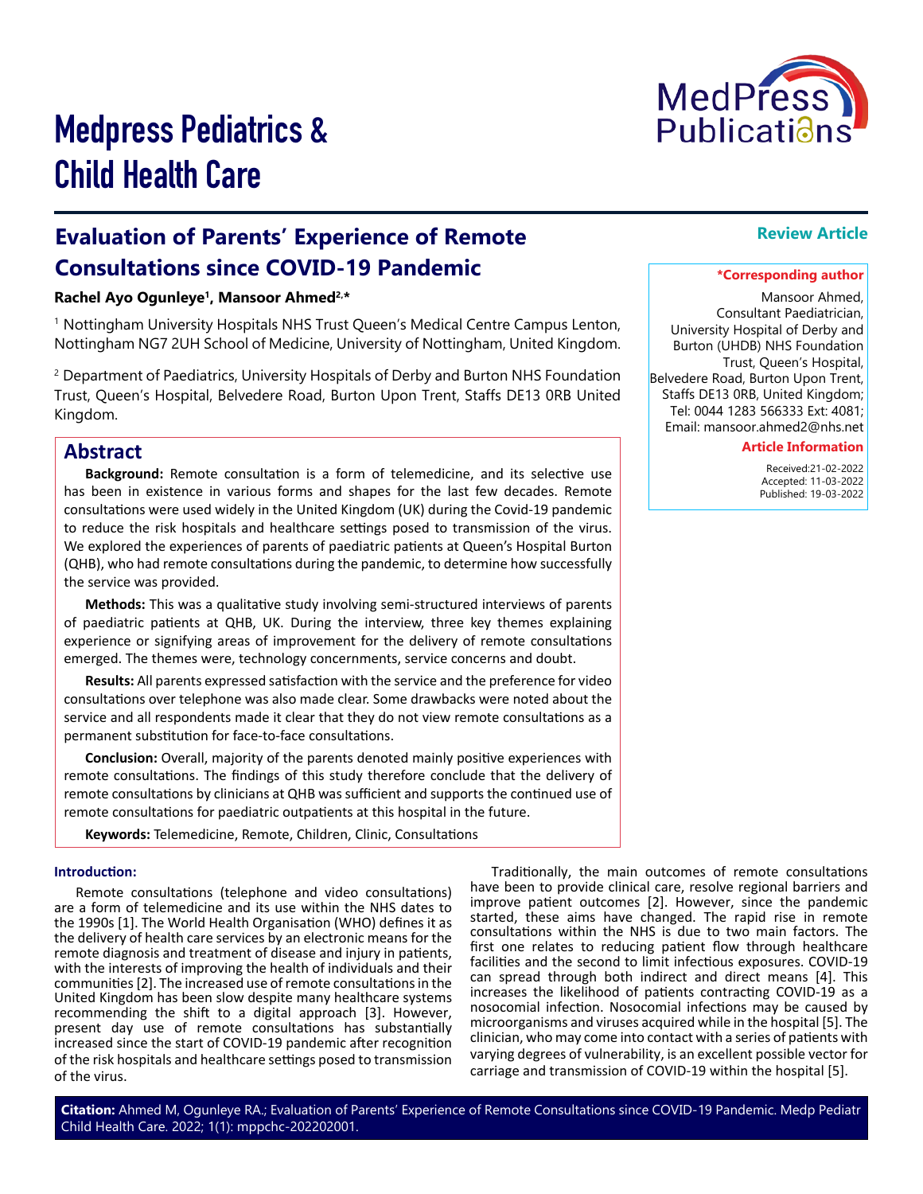# Medpress Pediatrics & Child Health Care

**Review Article**

## Evaluation of Parents' Experience of Remote Consultations since COVID-19 Pandemic

**Rachel Ayo Ogunleye[1], Mansoor Ahmed[2,*]**

[1] Nottingham University Hospitals NHS Trust Queen's Medical Centre Campus Lenton, Nottingham NG7 2UH School of Medicine, University of Nottingham, United Kingdom.

[2] Department of Paediatrics, University Hospitals of Derby and Burton NHS Foundation Trust, Queen's Hospital, Belvedere Road, Burton Upon Trent, Staffs DE13 0RB United Kingdom.

**\*Corresponding author**

Mansoor Ahmed, Consultant Paediatrician, University Hospital of Derby and Burton (UHDB) NHS Foundation Trust, Queen's Hospital, Belvedere Road, Burton Upon Trent, Staffs DE13 0RB, United Kingdom; Tel: 0044 1283 566333 Ext: 4081; Email: mansoor.ahmed2@nhs.net

**Article Information**

Received:21-02-2022
Accepted: 11-03-2022
Published: 19-03-2022

## Abstract

**Background:** Remote consultation is a form of telemedicine, and its selective use has been in existence in various forms and shapes for the last few decades. Remote consultations were used widely in the United Kingdom (UK) during the Covid-19 pandemic to reduce the risk hospitals and healthcare settings posed to transmission of the virus. We explored the experiences of parents of paediatric patients at Queen's Hospital Burton (QHB), who had remote consultations during the pandemic, to determine how successfully the service was provided.

**Methods:** This was a qualitative study involving semi-structured interviews of parents of paediatric patients at QHB, UK. During the interview, three key themes explaining experience or signifying areas of improvement for the delivery of remote consultations emerged. The themes were, technology concernments, service concerns and doubt.

**Results:** All parents expressed satisfaction with the service and the preference for video consultations over telephone was also made clear. Some drawbacks were noted about the service and all respondents made it clear that they do not view remote consultations as a permanent substitution for face-to-face consultations.

**Conclusion:** Overall, majority of the parents denoted mainly positive experiences with remote consultations. The findings of this study therefore conclude that the delivery of remote consultations by clinicians at QHB was sufficient and supports the continued use of remote consultations for paediatric outpatients at this hospital in the future.

**Keywords:** Telemedicine, Remote, Children, Clinic, Consultations

### Introduction:

Remote consultations (telephone and video consultations) are a form of telemedicine and its use within the NHS dates to the 1990s [1]. The World Health Organisation (WHO) defines it as the delivery of health care services by an electronic means for the remote diagnosis and treatment of disease and injury in patients, with the interests of improving the health of individuals and their communities [2]. The increased use of remote consultations in the United Kingdom has been slow despite many healthcare systems recommending the shift to a digital approach [3]. However, present day use of remote consultations has substantially increased since the start of COVID-19 pandemic after recognition of the risk hospitals and healthcare settings posed to transmission of the virus.

Traditionally, the main outcomes of remote consultations have been to provide clinical care, resolve regional barriers and improve patient outcomes [2]. However, since the pandemic started, these aims have changed. The rapid rise in remote consultations within the NHS is due to two main factors. The first one relates to reducing patient flow through healthcare facilities and the second to limit infectious exposures. COVID-19 can spread through both indirect and direct means [4]. This increases the likelihood of patients contracting COVID-19 as a nosocomial infection. Nosocomial infections may be caused by microorganisms and viruses acquired while in the hospital [5]. The clinician, who may come into contact with a series of patients with varying degrees of vulnerability, is an excellent possible vector for carriage and transmission of COVID-19 within the hospital [5].

**Citation:** Ahmed M, Ogunleye RA.; Evaluation of Parents' Experience of Remote Consultations since COVID-19 Pandemic. Medp Pediatr Child Health Care. 2022; 1(1): mppchc-202202001.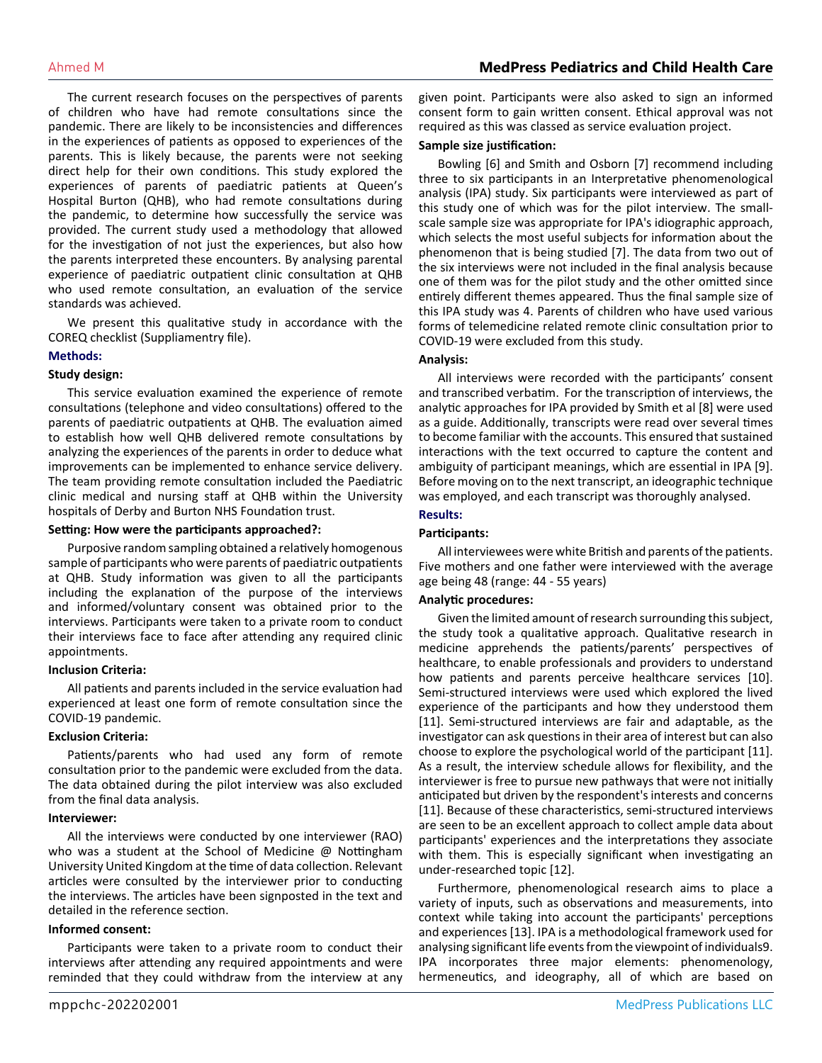The current research focuses on the perspectives of parents of children who have had remote consultations since the pandemic. There are likely to be inconsistencies and differences in the experiences of patients as opposed to experiences of the parents. This is likely because, the parents were not seeking direct help for their own conditions. This study explored the experiences of parents of paediatric patients at Queen's Hospital Burton (QHB), who had remote consultations during the pandemic, to determine how successfully the service was provided. The current study used a methodology that allowed for the investigation of not just the experiences, but also how the parents interpreted these encounters. By analysing parental experience of paediatric outpatient clinic consultation at QHB who used remote consultation, an evaluation of the service standards was achieved.

We present this qualitative study in accordance with the COREQ checklist (Suppliamentry file).

## Methods:

### Study design:

This service evaluation examined the experience of remote consultations (telephone and video consultations) offered to the parents of paediatric outpatients at QHB. The evaluation aimed to establish how well QHB delivered remote consultations by analyzing the experiences of the parents in order to deduce what improvements can be implemented to enhance service delivery. The team providing remote consultation included the Paediatric clinic medical and nursing staff at QHB within the University hospitals of Derby and Burton NHS Foundation trust.

### Setting: How were the participants approached?:

Purposive random sampling obtained a relatively homogenous sample of participants who were parents of paediatric outpatients at QHB. Study information was given to all the participants including the explanation of the purpose of the interviews and informed/voluntary consent was obtained prior to the interviews. Participants were taken to a private room to conduct their interviews face to face after attending any required clinic appointments.

### Inclusion Criteria:

All patients and parents included in the service evaluation had experienced at least one form of remote consultation since the COVID-19 pandemic.

### Exclusion Criteria:

Patients/parents who had used any form of remote consultation prior to the pandemic were excluded from the data. The data obtained during the pilot interview was also excluded from the final data analysis.

### Interviewer:

All the interviews were conducted by one interviewer (RAO) who was a student at the School of Medicine @ Nottingham University United Kingdom at the time of data collection. Relevant articles were consulted by the interviewer prior to conducting the interviews. The articles have been signposted in the text and detailed in the reference section.

### Informed consent:

Participants were taken to a private room to conduct their interviews after attending any required appointments and were reminded that they could withdraw from the interview at any given point. Participants were also asked to sign an informed consent form to gain written consent. Ethical approval was not required as this was classed as service evaluation project.

### Sample size justification:

Bowling [6] and Smith and Osborn [7] recommend including three to six participants in an Interpretative phenomenological analysis (IPA) study. Six participants were interviewed as part of this study one of which was for the pilot interview. The small-scale sample size was appropriate for IPA's idiographic approach, which selects the most useful subjects for information about the phenomenon that is being studied [7]. The data from two out of the six interviews were not included in the final analysis because one of them was for the pilot study and the other omitted since entirely different themes appeared. Thus the final sample size of this IPA study was 4. Parents of children who have used various forms of telemedicine related remote clinic consultation prior to COVID-19 were excluded from this study.

### Analysis:

All interviews were recorded with the participants' consent and transcribed verbatim. For the transcription of interviews, the analytic approaches for IPA provided by Smith et al [8] were used as a guide. Additionally, transcripts were read over several times to become familiar with the accounts. This ensured that sustained interactions with the text occurred to capture the content and ambiguity of participant meanings, which are essential in IPA [9]. Before moving on to the next transcript, an ideographic technique was employed, and each transcript was thoroughly analysed.

## Results:

### Participants:

All interviewees were white British and parents of the patients. Five mothers and one father were interviewed with the average age being 48 (range: 44 - 55 years)

### Analytic procedures:

Given the limited amount of research surrounding this subject, the study took a qualitative approach. Qualitative research in medicine apprehends the patients/parents' perspectives of healthcare, to enable professionals and providers to understand how patients and parents perceive healthcare services [10]. Semi-structured interviews were used which explored the lived experience of the participants and how they understood them [11]. Semi-structured interviews are fair and adaptable, as the investigator can ask questions in their area of interest but can also choose to explore the psychological world of the participant [11]. As a result, the interview schedule allows for flexibility, and the interviewer is free to pursue new pathways that were not initially anticipated but driven by the respondent's interests and concerns [11]. Because of these characteristics, semi-structured interviews are seen to be an excellent approach to collect ample data about participants' experiences and the interpretations they associate with them. This is especially significant when investigating an under-researched topic [12].

Furthermore, phenomenological research aims to place a variety of inputs, such as observations and measurements, into context while taking into account the participants' perceptions and experiences [13]. IPA is a methodological framework used for analysing significant life events from the viewpoint of individuals9. IPA incorporates three major elements: phenomenology, hermeneutics, and ideography, all of which are based on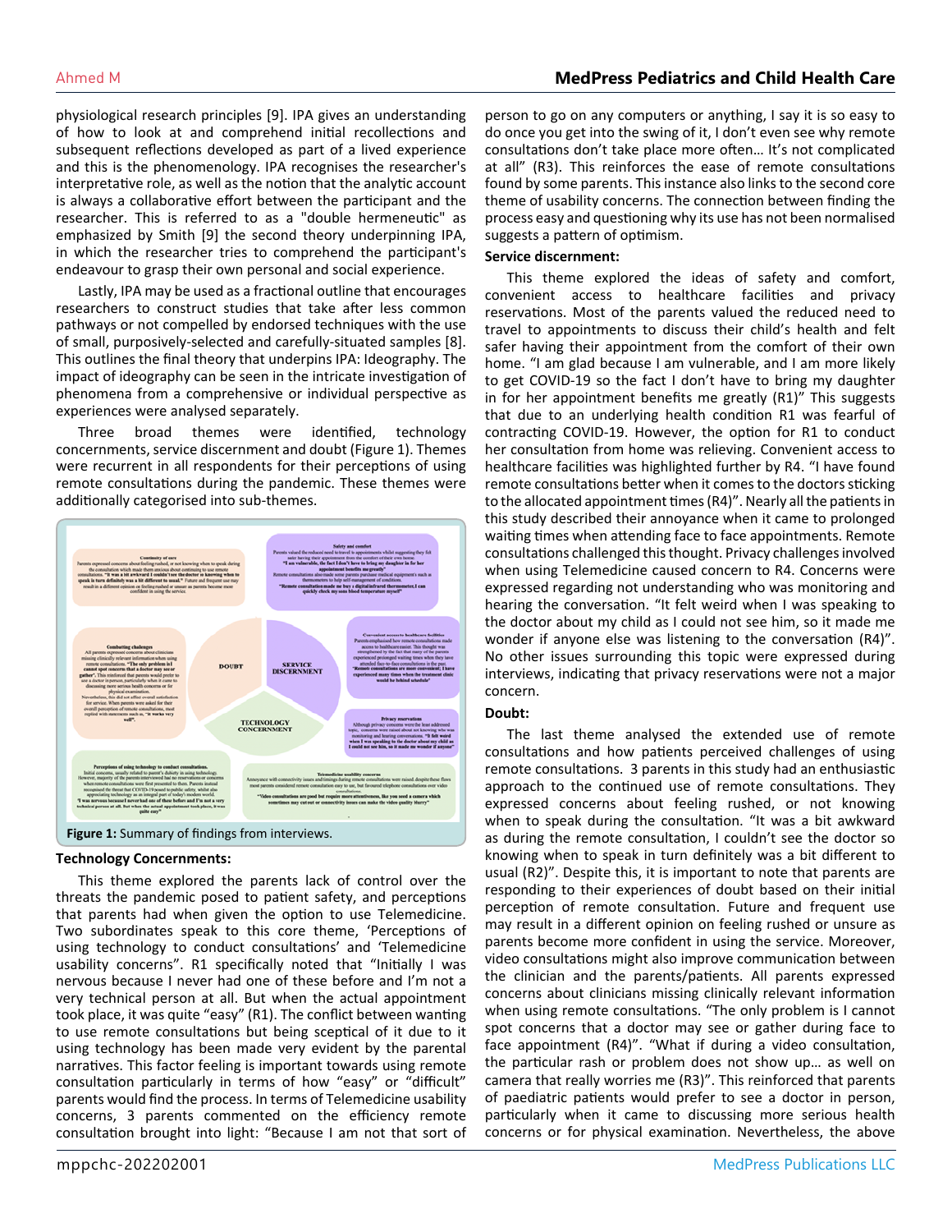physiological research principles [9]. IPA gives an understanding of how to look at and comprehend initial recollections and subsequent reflections developed as part of a lived experience and this is the phenomenology. IPA recognises the researcher's interpretative role, as well as the notion that the analytic account is always a collaborative effort between the participant and the researcher. This is referred to as a "double hermeneutic" as emphasized by Smith [9] the second theory underpinning IPA, in which the researcher tries to comprehend the participant's endeavour to grasp their own personal and social experience.

Lastly, IPA may be used as a fractional outline that encourages researchers to construct studies that take after less common pathways or not compelled by endorsed techniques with the use of small, purposively-selected and carefully-situated samples [8]. This outlines the final theory that underpins IPA: Ideography. The impact of ideography can be seen in the intricate investigation of phenomena from a comprehensive or individual perspective as experiences were analysed separately.

Three broad themes were identified, technology concernments, service discernment and doubt (Figure 1). Themes were recurrent in all respondents for their perceptions of using remote consultations during the pandemic. These themes were additionally categorised into sub-themes.

**Figure 1:** Summary of findings from interviews.

### Technology Concernments:

This theme explored the parents lack of control over the threats the pandemic posed to patient safety, and perceptions that parents had when given the option to use Telemedicine. Two subordinates speak to this core theme, 'Perceptions of using technology to conduct consultations' and 'Telemedicine usability concerns". R1 specifically noted that "Initially I was nervous because I never had one of these before and I'm not a very technical person at all. But when the actual appointment took place, it was quite "easy" (R1). The conflict between wanting to use remote consultations but being sceptical of it due to it using technology has been made very evident by the parental narratives. This factor feeling is important towards using remote consultation particularly in terms of how "easy" or "difficult" parents would find the process. In terms of Telemedicine usability concerns, 3 parents commented on the efficiency remote consultation brought into light: "Because I am not that sort of person to go on any computers or anything, I say it is so easy to do once you get into the swing of it, I don't even see why remote consultations don't take place more often… It's not complicated at all" (R3). This reinforces the ease of remote consultations found by some parents. This instance also links to the second core theme of usability concerns. The connection between finding the process easy and questioning why its use has not been normalised suggests a pattern of optimism.

### Service discernment:

This theme explored the ideas of safety and comfort, convenient access to healthcare facilities and privacy reservations. Most of the parents valued the reduced need to travel to appointments to discuss their child's health and felt safer having their appointment from the comfort of their own home. "I am glad because I am vulnerable, and I am more likely to get COVID-19 so the fact I don't have to bring my daughter in for her appointment benefits me greatly (R1)" This suggests that due to an underlying health condition R1 was fearful of contracting COVID-19. However, the option for R1 to conduct her consultation from home was relieving. Convenient access to healthcare facilities was highlighted further by R4. "I have found remote consultations better when it comes to the doctors sticking to the allocated appointment times (R4)". Nearly all the patients in this study described their annoyance when it came to prolonged waiting times when attending face to face appointments. Remote consultations challenged this thought. Privacy challenges involved when using Telemedicine caused concern to R4. Concerns were expressed regarding not understanding who was monitoring and hearing the conversation. "It felt weird when I was speaking to the doctor about my child as I could not see him, so it made me wonder if anyone else was listening to the conversation (R4)". No other issues surrounding this topic were expressed during interviews, indicating that privacy reservations were not a major concern.

### Doubt:

The last theme analysed the extended use of remote consultations and how patients perceived challenges of using remote consultations. 3 parents in this study had an enthusiastic approach to the continued use of remote consultations. They expressed concerns about feeling rushed, or not knowing when to speak during the consultation. "It was a bit awkward as during the remote consultation, I couldn't see the doctor so knowing when to speak in turn definitely was a bit different to usual (R2)". Despite this, it is important to note that parents are responding to their experiences of doubt based on their initial perception of remote consultation. Future and frequent use may result in a different opinion on feeling rushed or unsure as parents become more confident in using the service. Moreover, video consultations might also improve communication between the clinician and the parents/patients. All parents expressed concerns about clinicians missing clinically relevant information when using remote consultations. "The only problem is I cannot spot concerns that a doctor may see or gather during face to face appointment (R4)". "What if during a video consultation, the particular rash or problem does not show up… as well on camera that really worries me (R3)". This reinforced that parents of paediatric patients would prefer to see a doctor in person, particularly when it came to discussing more serious health concerns or for physical examination. Nevertheless, the above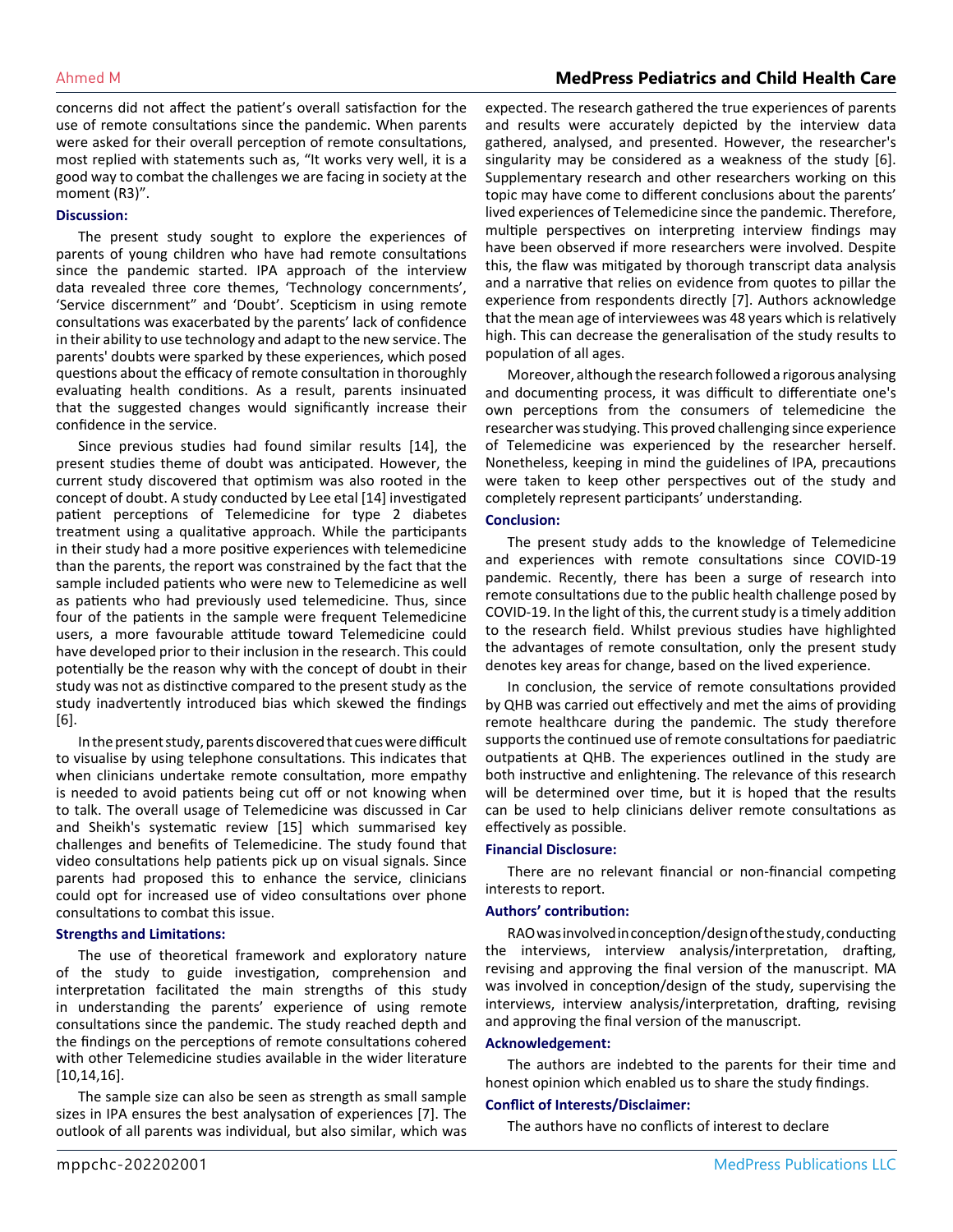concerns did not affect the patient's overall satisfaction for the use of remote consultations since the pandemic. When parents were asked for their overall perception of remote consultations, most replied with statements such as, "It works very well, it is a good way to combat the challenges we are facing in society at the moment (R3)".

## Discussion:

The present study sought to explore the experiences of parents of young children who have had remote consultations since the pandemic started. IPA approach of the interview data revealed three core themes, 'Technology concernments', 'Service discernment" and 'Doubt'. Scepticism in using remote consultations was exacerbated by the parents' lack of confidence in their ability to use technology and adapt to the new service. The parents' doubts were sparked by these experiences, which posed questions about the efficacy of remote consultation in thoroughly evaluating health conditions. As a result, parents insinuated that the suggested changes would significantly increase their confidence in the service.

Since previous studies had found similar results [14], the present studies theme of doubt was anticipated. However, the current study discovered that optimism was also rooted in the concept of doubt. A study conducted by Lee etal [14] investigated patient perceptions of Telemedicine for type 2 diabetes treatment using a qualitative approach. While the participants in their study had a more positive experiences with telemedicine than the parents, the report was constrained by the fact that the sample included patients who were new to Telemedicine as well as patients who had previously used telemedicine. Thus, since four of the patients in the sample were frequent Telemedicine users, a more favourable attitude toward Telemedicine could have developed prior to their inclusion in the research. This could potentially be the reason why with the concept of doubt in their study was not as distinctive compared to the present study as the study inadvertently introduced bias which skewed the findings [6].

In the present study, parents discovered that cues were difficult to visualise by using telephone consultations. This indicates that when clinicians undertake remote consultation, more empathy is needed to avoid patients being cut off or not knowing when to talk. The overall usage of Telemedicine was discussed in Car and Sheikh's systematic review [15] which summarised key challenges and benefits of Telemedicine. The study found that video consultations help patients pick up on visual signals. Since parents had proposed this to enhance the service, clinicians could opt for increased use of video consultations over phone consultations to combat this issue.

## Strengths and Limitations:

The use of theoretical framework and exploratory nature of the study to guide investigation, comprehension and interpretation facilitated the main strengths of this study in understanding the parents' experience of using remote consultations since the pandemic. The study reached depth and the findings on the perceptions of remote consultations cohered with other Telemedicine studies available in the wider literature [10,14,16].

The sample size can also be seen as strength as small sample sizes in IPA ensures the best analysation of experiences [7]. The outlook of all parents was individual, but also similar, which was expected. The research gathered the true experiences of parents and results were accurately depicted by the interview data gathered, analysed, and presented. However, the researcher's singularity may be considered as a weakness of the study [6]. Supplementary research and other researchers working on this topic may have come to different conclusions about the parents' lived experiences of Telemedicine since the pandemic. Therefore, multiple perspectives on interpreting interview findings may have been observed if more researchers were involved. Despite this, the flaw was mitigated by thorough transcript data analysis and a narrative that relies on evidence from quotes to pillar the experience from respondents directly [7]. Authors acknowledge that the mean age of interviewees was 48 years which is relatively high. This can decrease the generalisation of the study results to population of all ages.

Moreover, although the research followed a rigorous analysing and documenting process, it was difficult to differentiate one's own perceptions from the consumers of telemedicine the researcher was studying. This proved challenging since experience of Telemedicine was experienced by the researcher herself. Nonetheless, keeping in mind the guidelines of IPA, precautions were taken to keep other perspectives out of the study and completely represent participants' understanding.

## Conclusion:

The present study adds to the knowledge of Telemedicine and experiences with remote consultations since COVID-19 pandemic. Recently, there has been a surge of research into remote consultations due to the public health challenge posed by COVID-19. In the light of this, the current study is a timely addition to the research field. Whilst previous studies have highlighted the advantages of remote consultation, only the present study denotes key areas for change, based on the lived experience.

In conclusion, the service of remote consultations provided by QHB was carried out effectively and met the aims of providing remote healthcare during the pandemic. The study therefore supports the continued use of remote consultations for paediatric outpatients at QHB. The experiences outlined in the study are both instructive and enlightening. The relevance of this research will be determined over time, but it is hoped that the results can be used to help clinicians deliver remote consultations as effectively as possible.

## Financial Disclosure:

There are no relevant financial or non-financial competing interests to report.

## Authors' contribution:

RAO was involved in conception/design of the study, conducting the interviews, interview analysis/interpretation, drafting, revising and approving the final version of the manuscript. MA was involved in conception/design of the study, supervising the interviews, interview analysis/interpretation, drafting, revising and approving the final version of the manuscript.

## Acknowledgement:

The authors are indebted to the parents for their time and honest opinion which enabled us to share the study findings.

## Conflict of Interests/Disclaimer:

The authors have no conflicts of interest to declare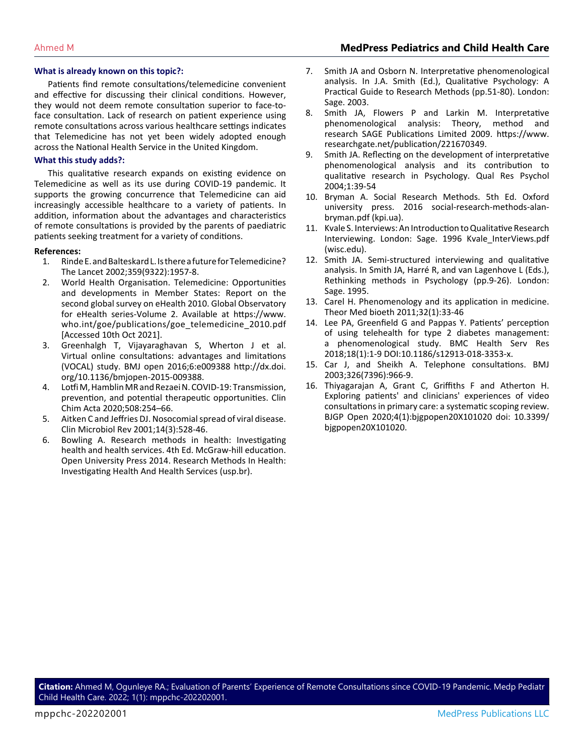### What is already known on this topic?:

Patients find remote consultations/telemedicine convenient and effective for discussing their clinical conditions. However, they would not deem remote consultation superior to face-to-face consultation. Lack of research on patient experience using remote consultations across various healthcare settings indicates that Telemedicine has not yet been widely adopted enough across the National Health Service in the United Kingdom.

### What this study adds?:

This qualitative research expands on existing evidence on Telemedicine as well as its use during COVID-19 pandemic. It supports the growing concurrence that Telemedicine can aid increasingly accessible healthcare to a variety of patients. In addition, information about the advantages and characteristics of remote consultations is provided by the parents of paediatric patients seeking treatment for a variety of conditions.

### References:

1. Rinde E. and Balteskard L. Is there a future for Telemedicine? The Lancet 2002;359(9322):1957-8.
2. World Health Organisation. Telemedicine: Opportunities and developments in Member States: Report on the second global survey on eHealth 2010. Global Observatory for eHealth series-Volume 2. Available at https://www.who.int/goe/publications/goe_telemedicine_2010.pdf [Accessed 10th Oct 2021].
3. Greenhalgh T, Vijayaraghavan S, Wherton J et al. Virtual online consultations: advantages and limitations (VOCAL) study. BMJ open 2016;6:e009388 http://dx.doi.org/10.1136/bmjopen-2015-009388.
4. Lotfi M, Hamblin MR and Rezaei N. COVID-19: Transmission, prevention, and potential therapeutic opportunities. Clin Chim Acta 2020;508:254–66.
5. Aitken C and Jeffries DJ. Nosocomial spread of viral disease. Clin Microbiol Rev 2001;14(3):528-46.
6. Bowling A. Research methods in health: Investigating health and health services. 4th Ed. McGraw-hill education. Open University Press 2014. Research Methods In Health: Investigating Health And Health Services (usp.br).
7. Smith JA and Osborn N. Interpretative phenomenological analysis. In J.A. Smith (Ed.), Qualitative Psychology: A Practical Guide to Research Methods (pp.51-80). London: Sage. 2003.
8. Smith JA, Flowers P and Larkin M. Interpretative phenomenological analysis: Theory, method and research SAGE Publications Limited 2009. https://www.researchgate.net/publication/221670349.
9. Smith JA. Reflecting on the development of interpretative phenomenological analysis and its contribution to qualitative research in Psychology. Qual Res Psychol 2004;1:39-54
10. Bryman A. Social Research Methods. 5th Ed. Oxford university press. 2016 social-research-methods-alan-bryman.pdf (kpi.ua).
11. Kvale S. Interviews: An Introduction to Qualitative Research Interviewing. London: Sage. 1996 Kvale_InterViews.pdf (wisc.edu).
12. Smith JA. Semi-structured interviewing and qualitative analysis. In Smith JA, Harré R, and van Lagenhove L (Eds.), Rethinking methods in Psychology (pp.9-26). London: Sage. 1995.
13. Carel H. Phenomenology and its application in medicine. Theor Med bioeth 2011;32(1):33-46
14. Lee PA, Greenfield G and Pappas Y. Patients' perception of using telehealth for type 2 diabetes management: a phenomenological study. BMC Health Serv Res 2018;18(1):1-9 DOI:10.1186/s12913-018-3353-x.
15. Car J, and Sheikh A. Telephone consultations. BMJ 2003;326(7396):966-9.
16. Thiyagarajan A, Grant C, Griffiths F and Atherton H. Exploring patients' and clinicians' experiences of video consultations in primary care: a systematic scoping review. BJGP Open 2020;4(1):bjgpopen20X101020 doi: 10.3399/bjgpopen20X101020.